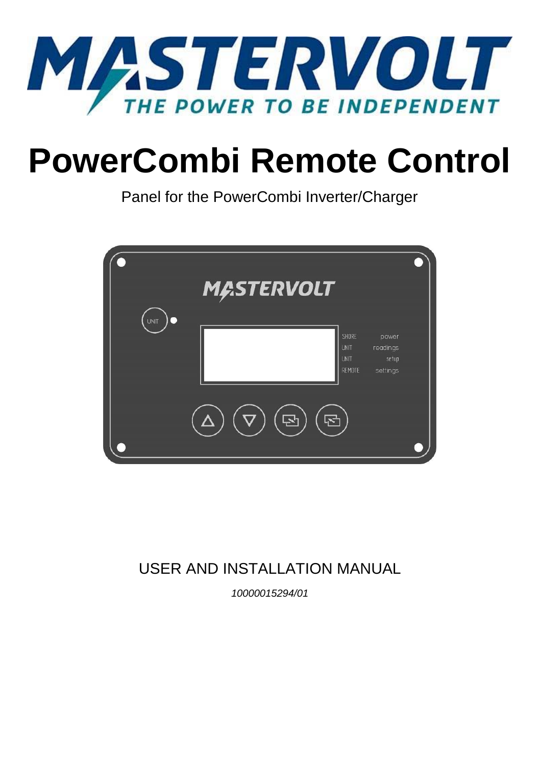# PowerCombi Remote Control

Panel for the PowerCombi Inverter/Charger

USER AND INSTALLATION MANUAL

*10000015294/01*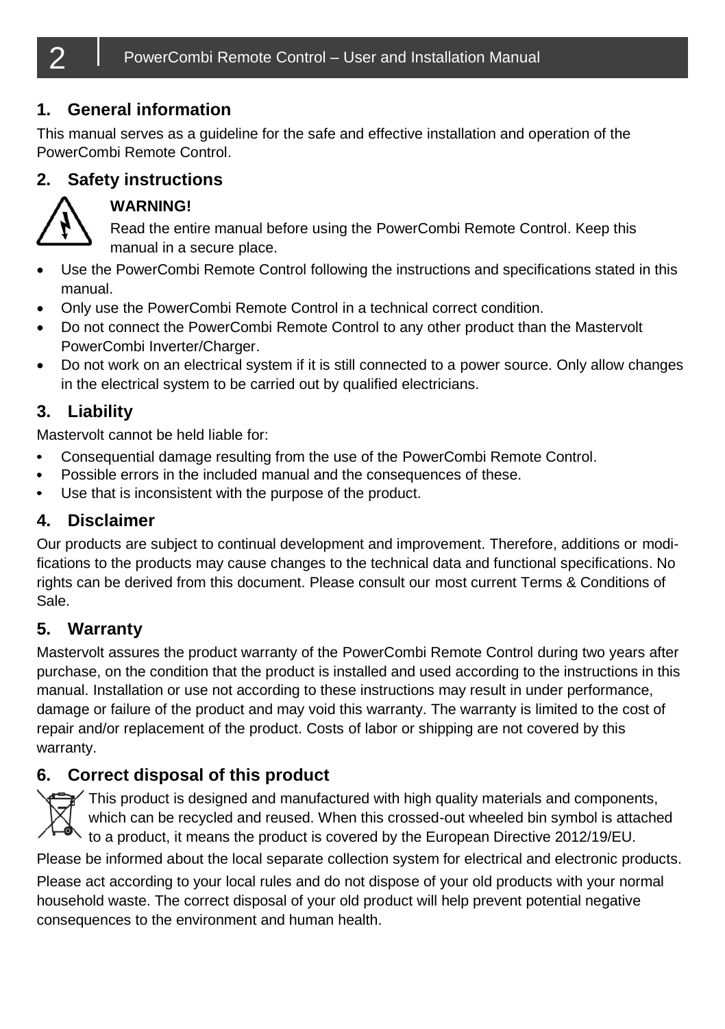## 1. General information

This manual serves as a guideline for the safe and effective installation and operation of the PowerCombi Remote Control.

## 2. Safety instructions

**WARNING!**

Read the entire manual before using the PowerCombi Remote Control. Keep this manual in a secure place.

- Use the PowerCombi Remote Control following the instructions and specifications stated in this manual.
- Only use the PowerCombi Remote Control in a technical correct condition.
- Do not connect the PowerCombi Remote Control to any other product than the Mastervolt PowerCombi Inverter/Charger.
- Do not work on an electrical system if it is still connected to a power source. Only allow changes in the electrical system to be carried out by qualified electricians.

## 3. Liability

Mastervolt cannot be held liable for:

- Consequential damage resulting from the use of the PowerCombi Remote Control.
- Possible errors in the included manual and the consequences of these.
- Use that is inconsistent with the purpose of the product.

## 4. Disclaimer

Our products are subject to continual development and improvement. Therefore, additions or modifications to the products may cause changes to the technical data and functional specifications. No rights can be derived from this document. Please consult our most current Terms & Conditions of Sale.

## 5. Warranty

Mastervolt assures the product warranty of the PowerCombi Remote Control during two years after purchase, on the condition that the product is installed and used according to the instructions in this manual. Installation or use not according to these instructions may result in under performance, damage or failure of the product and may void this warranty. The warranty is limited to the cost of repair and/or replacement of the product. Costs of labor or shipping are not covered by this warranty.

## 6. Correct disposal of this product

This product is designed and manufactured with high quality materials and components, which can be recycled and reused. When this crossed-out wheeled bin symbol is attached to a product, it means the product is covered by the European Directive 2012/19/EU.

Please be informed about the local separate collection system for electrical and electronic products.

Please act according to your local rules and do not dispose of your old products with your normal household waste. The correct disposal of your old product will help prevent potential negative consequences to the environment and human health.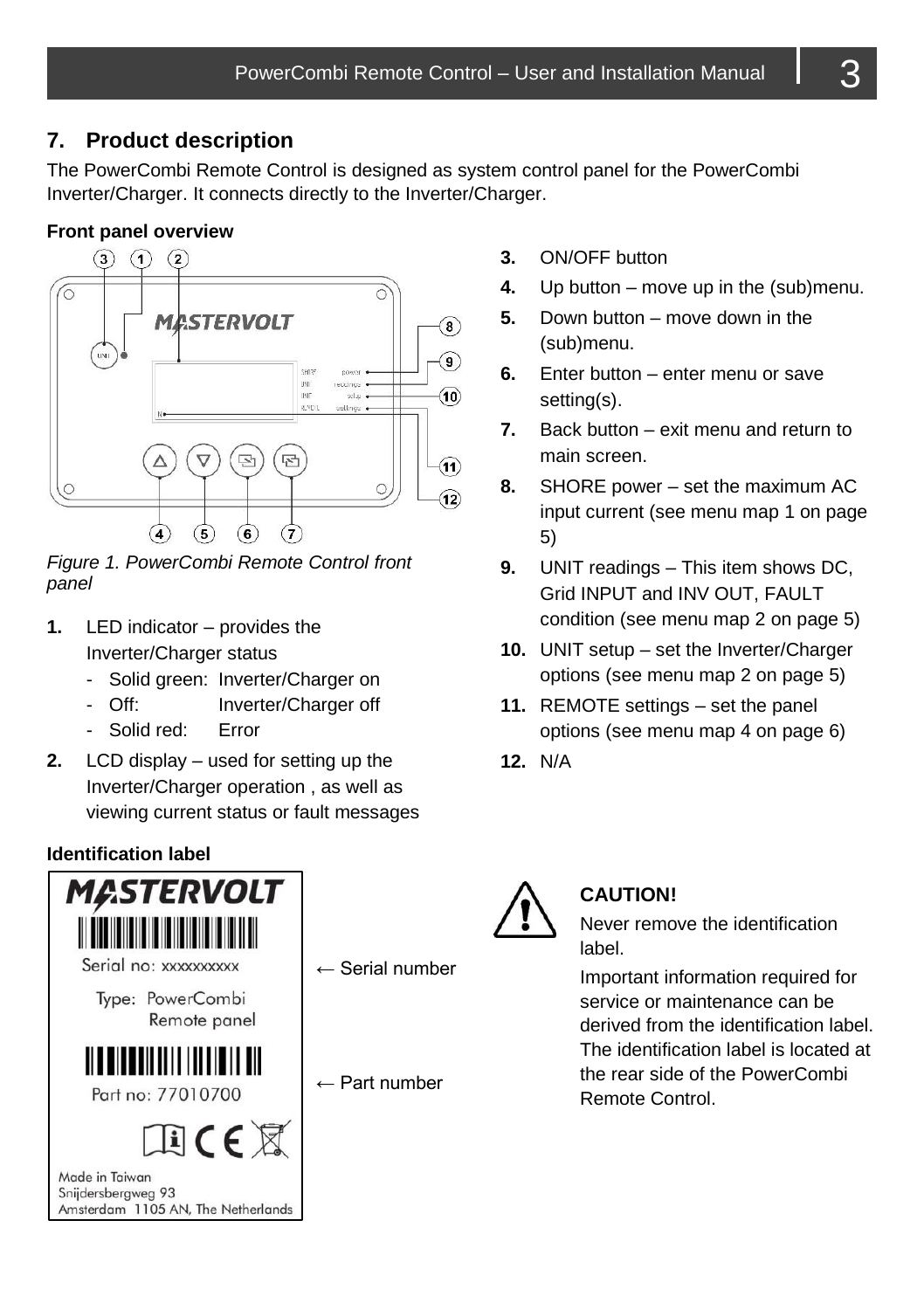## 7. Product description

The PowerCombi Remote Control is designed as system control panel for the PowerCombi Inverter/Charger. It connects directly to the Inverter/Charger.

**Front panel overview**

*Figure 1. PowerCombi Remote Control front panel*

1. LED indicator – provides the Inverter/Charger status
   - Solid green: Inverter/Charger on
   - Off: Inverter/Charger off
   - Solid red: Error
2. LCD display – used for setting up the Inverter/Charger operation , as well as viewing current status or fault messages
3. ON/OFF button
4. Up button – move up in the (sub)menu.
5. Down button – move down in the (sub)menu.
6. Enter button – enter menu or save setting(s).
7. Back button – exit menu and return to main screen.
8. SHORE power – set the maximum AC input current (see menu map 1 on page 5)
9. UNIT readings – This item shows DC, Grid INPUT and INV OUT, FAULT condition (see menu map 2 on page 5)
10. UNIT setup – set the Inverter/Charger options (see menu map 2 on page 5)
11. REMOTE settings – set the panel options (see menu map 4 on page 6)
12. N/A

**Identification label**

MASTERVOLT

Serial no: xxxxxxxxxx ← Serial number

Type: PowerCombi Remote panel

Part no: 77010700 ← Part number

Made in Taiwan
Snijdersbergweg 93
Amsterdam 1105 AN, The Netherlands

**CAUTION!**

Never remove the identification label.

Important information required for service or maintenance can be derived from the identification label. The identification label is located at the rear side of the PowerCombi Remote Control.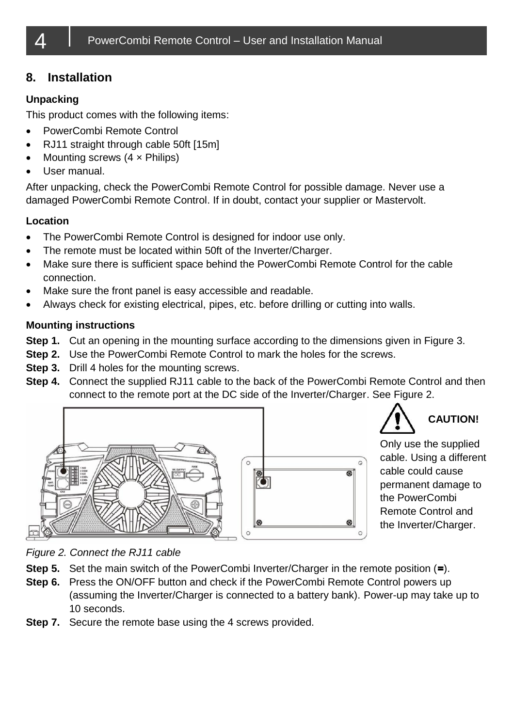## 8. Installation

### Unpacking

This product comes with the following items:

- PowerCombi Remote Control
- RJ11 straight through cable 50ft [15m]
- Mounting screws (4 × Philips)
- User manual.

After unpacking, check the PowerCombi Remote Control for possible damage. Never use a damaged PowerCombi Remote Control. If in doubt, contact your supplier or Mastervolt.

### Location

- The PowerCombi Remote Control is designed for indoor use only.
- The remote must be located within 50ft of the Inverter/Charger.
- Make sure there is sufficient space behind the PowerCombi Remote Control for the cable connection.
- Make sure the front panel is easy accessible and readable.
- Always check for existing electrical, pipes, etc. before drilling or cutting into walls.

### Mounting instructions

**Step 1.** Cut an opening in the mounting surface according to the dimensions given in Figure 3.

**Step 2.** Use the PowerCombi Remote Control to mark the holes for the screws.

**Step 3.** Drill 4 holes for the mounting screws.

**Step 4.** Connect the supplied RJ11 cable to the back of the PowerCombi Remote Control and then connect to the remote port at the DC side of the Inverter/Charger. See Figure 2.

**CAUTION!**

Only use the supplied cable. Using a different cable could cause permanent damage to the PowerCombi Remote Control and the Inverter/Charger.

*Figure 2. Connect the RJ11 cable*

**Step 5.** Set the main switch of the PowerCombi Inverter/Charger in the remote position (=).

**Step 6.** Press the ON/OFF button and check if the PowerCombi Remote Control powers up (assuming the Inverter/Charger is connected to a battery bank). Power-up may take up to 10 seconds.

**Step 7.** Secure the remote base using the 4 screws provided.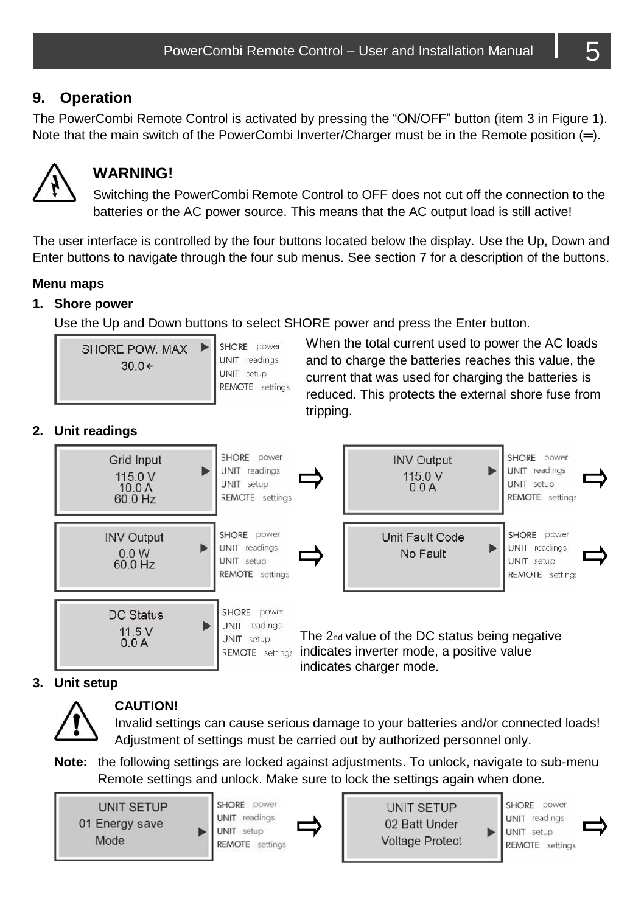## 9. Operation

The PowerCombi Remote Control is activated by pressing the "ON/OFF" button (item 3 in Figure 1). Note that the main switch of the PowerCombi Inverter/Charger must be in the Remote position (═).

### WARNING!

Switching the PowerCombi Remote Control to OFF does not cut off the connection to the batteries or the AC power source. This means that the AC output load is still active!

The user interface is controlled by the four buttons located below the display. Use the Up, Down and Enter buttons to navigate through the four sub menus. See section 7 for a description of the buttons.

**Menu maps**

**1. Shore power**

Use the Up and Down buttons to select SHORE power and press the Enter button.

```
SHORE POW. MAX   ▶  SHORE power
30.0←               UNIT readings
                    UNIT setup
                    REMOTE settings
```

When the total current used to power the AC loads and to charge the batteries reaches this value, the current that was used for charging the batteries is reduced. This protects the external shore fuse from tripping.

**2. Unit readings**

```
Grid Input        ▶  SHORE power        ⇨   INV Output   ▶  SHORE power       ⇨
115.0 V              UNIT readings           115.0 V         UNIT readings
10.0 A               UNIT setup              0.0 A           UNIT setup
60.0 Hz              REMOTE settings                         REMOTE settings

INV Output        ▶  SHORE power        ⇨   Unit Fault Code ▶ SHORE power     ⇨
0.0 W                UNIT readings           No Fault         UNIT readings
60.0 Hz              UNIT setup                               UNIT setup
                     REMOTE settings                          REMOTE settings

DC Status         ▶  SHORE power
11.5 V               UNIT readings
0.0 A                UNIT setup
                     REMOTE settings
```

The 2nd value of the DC status being negative indicates inverter mode, a positive value indicates charger mode.

**3. Unit setup**

### CAUTION!

Invalid settings can cause serious damage to your batteries and/or connected loads! Adjustment of settings must be carried out by authorized personnel only.

**Note:** the following settings are locked against adjustments. To unlock, navigate to sub-menu Remote settings and unlock. Make sure to lock the settings again when done.

```
UNIT SETUP        ▶  SHORE power        ⇨   UNIT SETUP      ▶  SHORE power    ⇨
01 Energy save       UNIT readings           02 Batt Under      UNIT readings
Mode                 UNIT setup              Voltage Protect    UNIT setup
                     REMOTE settings                            REMOTE settings
```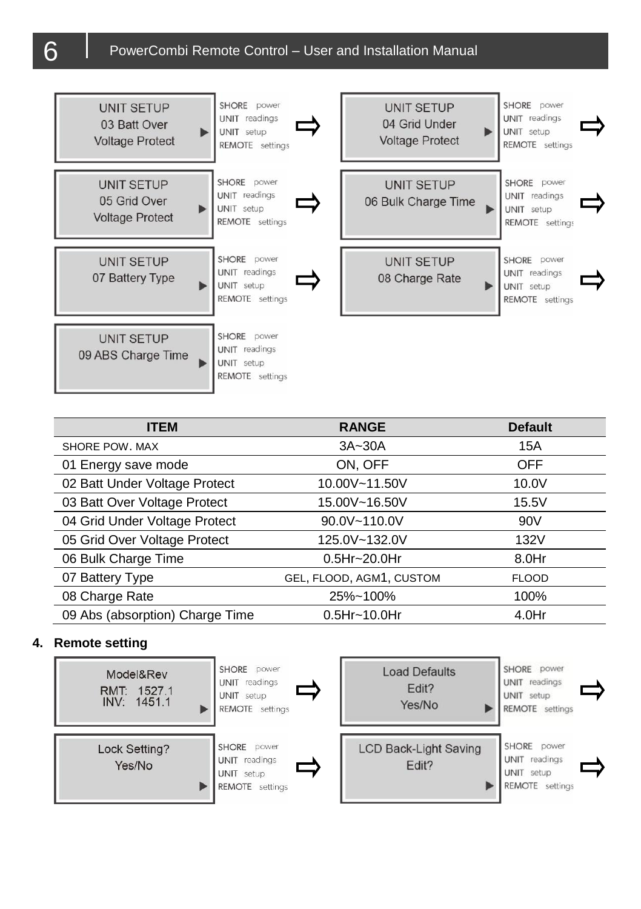UNIT SETUP
03 Batt Over
Voltage Protect

SHORE power
UNIT readings
UNIT setup
REMOTE settings

UNIT SETUP
04 Grid Under
Voltage Protect

SHORE power
UNIT readings
UNIT setup
REMOTE settings

UNIT SETUP
05 Grid Over
Voltage Protect

SHORE power
UNIT readings
UNIT setup
REMOTE settings

UNIT SETUP
06 Bulk Charge Time

SHORE power
UNIT readings
UNIT setup
REMOTE settings

UNIT SETUP
07 Battery Type

SHORE power
UNIT readings
UNIT setup
REMOTE settings

UNIT SETUP
08 Charge Rate

SHORE power
UNIT readings
UNIT setup
REMOTE settings

UNIT SETUP
09 ABS Charge Time

SHORE power
UNIT readings
UNIT setup
REMOTE settings

| ITEM | RANGE | Default |
|---|---|---|
| SHORE POW. MAX | 3A~30A | 15A |
| 01 Energy save mode | ON, OFF | OFF |
| 02 Batt Under Voltage Protect | 10.00V~11.50V | 10.0V |
| 03 Batt Over Voltage Protect | 15.00V~16.50V | 15.5V |
| 04 Grid Under Voltage Protect | 90.0V~110.0V | 90V |
| 05 Grid Over Voltage Protect | 125.0V~132.0V | 132V |
| 06 Bulk Charge Time | 0.5Hr~20.0Hr | 8.0Hr |
| 07 Battery Type | GEL, FLOOD, AGM1, CUSTOM | FLOOD |
| 08 Charge Rate | 25%~100% | 100% |
| 09 Abs (absorption) Charge Time | 0.5Hr~10.0Hr | 4.0Hr |

**4. Remote setting**

Model&Rev
RMT: 1527.1
INV: 1451.1

SHORE power
UNIT readings
UNIT setup
REMOTE settings

Load Defaults
Edit?
Yes/No

SHORE power
UNIT readings
UNIT setup
REMOTE settings

Lock Setting?
Yes/No

SHORE power
UNIT readings
UNIT setup
REMOTE settings

LCD Back-Light Saving
Edit?

SHORE power
UNIT readings
UNIT setup
REMOTE settings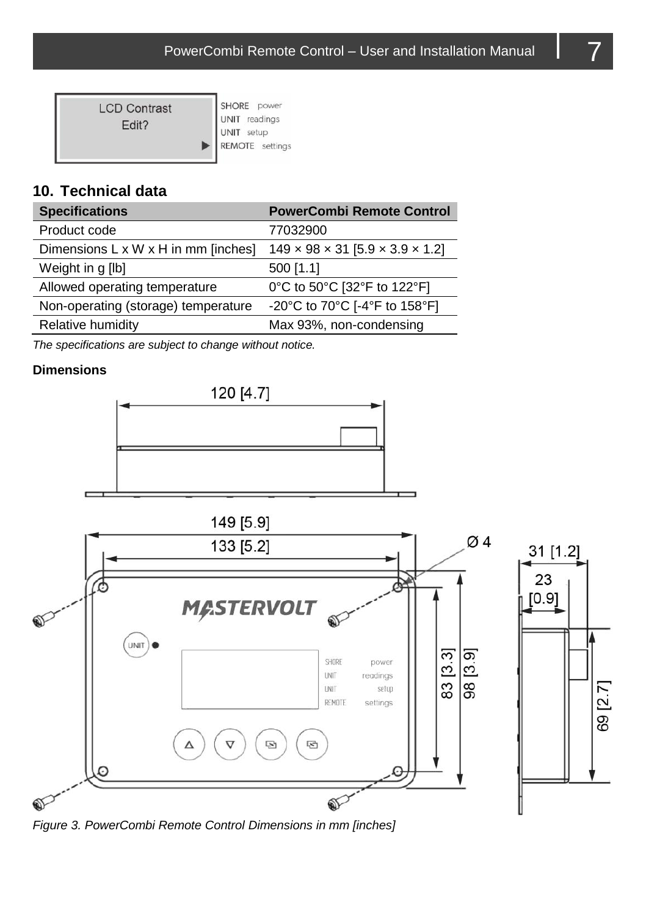## 10. Technical data

| Specifications | PowerCombi Remote Control |
| --- | --- |
| Product code | 77032900 |
| Dimensions L x W x H in mm [inches] | 149 × 98 × 31 [5.9 × 3.9 × 1.2] |
| Weight in g [lb] | 500 [1.1] |
| Allowed operating temperature | 0°C to 50°C [32°F to 122°F] |
| Non-operating (storage) temperature | -20°C to 70°C [-4°F to 158°F] |
| Relative humidity | Max 93%, non-condensing |

*The specifications are subject to change without notice.*

**Dimensions**

*Figure 3. PowerCombi Remote Control Dimensions in mm [inches]*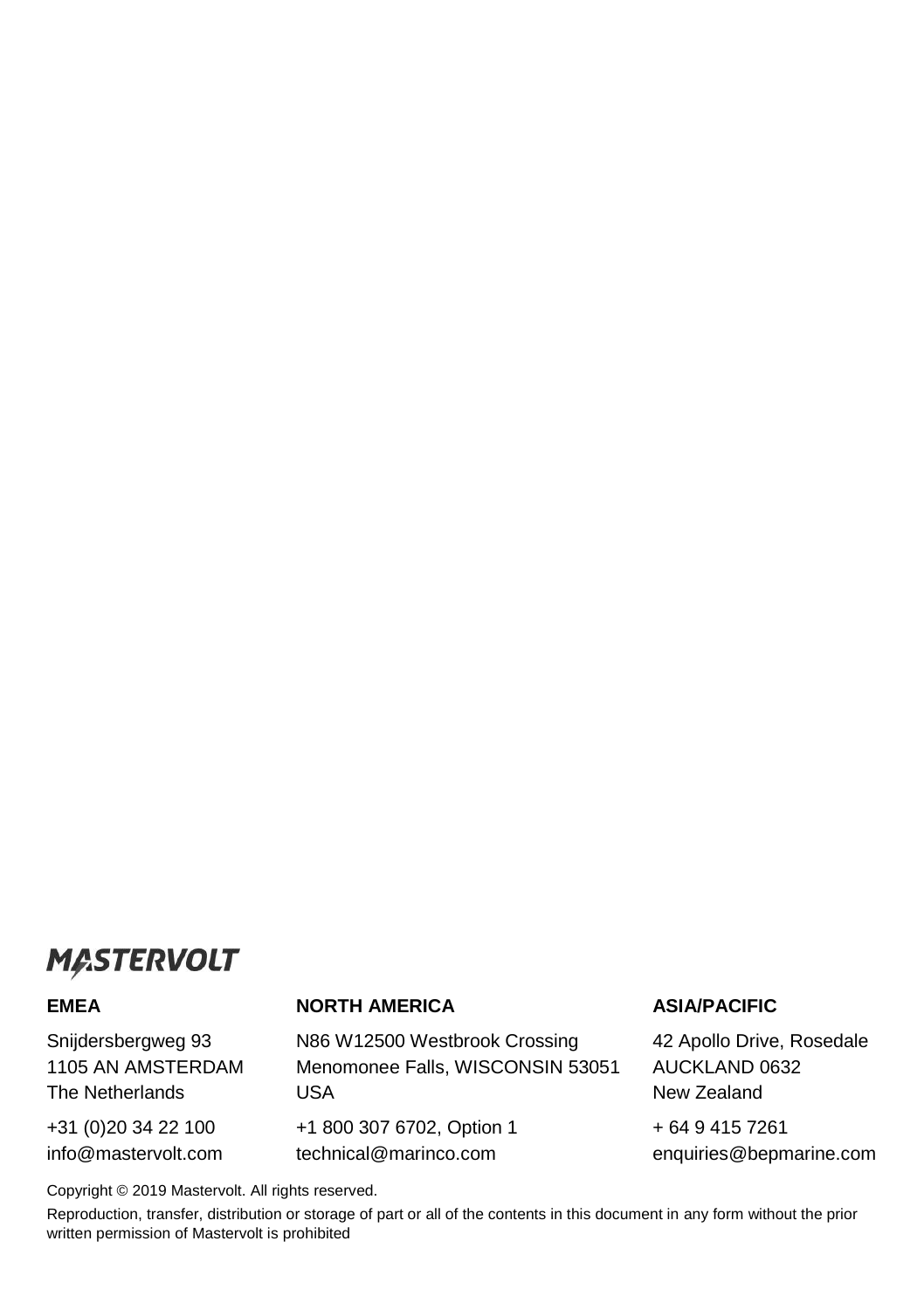**MASTERVOLT**

**EMEA**

Snijdersbergweg 93
1105 AN AMSTERDAM
The Netherlands

+31 (0)20 34 22 100
info@mastervolt.com

**NORTH AMERICA**

N86 W12500 Westbrook Crossing
Menomonee Falls, WISCONSIN 53051
USA

+1 800 307 6702, Option 1
technical@marinco.com

**ASIA/PACIFIC**

42 Apollo Drive, Rosedale
AUCKLAND 0632
New Zealand

+ 64 9 415 7261
enquiries@bepmarine.com

Copyright © 2019 Mastervolt. All rights reserved.

Reproduction, transfer, distribution or storage of part or all of the contents in this document in any form without the prior written permission of Mastervolt is prohibited